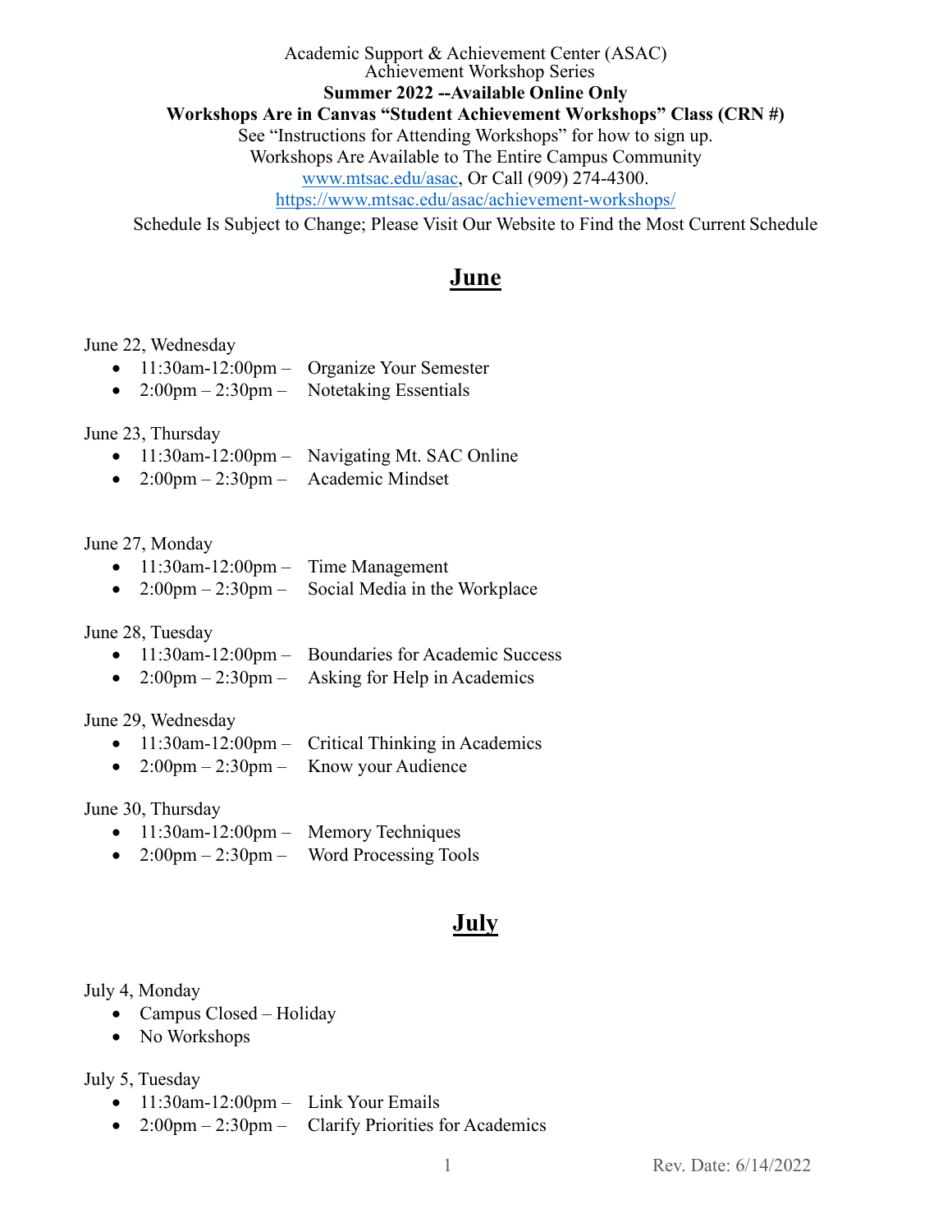Academic Support & Achievement Center (ASAC)
Achievement Workshop Series

**Summer 2022 --Available Online Only**

**Workshops Are in Canvas "Student Achievement Workshops" Class (CRN #)**

See "Instructions for Attending Workshops" for how to sign up.
Workshops Are Available to The Entire Campus Community
www.mtsac.edu/asac, Or Call (909) 274-4300.
https://www.mtsac.edu/asac/achievement-workshops/

Schedule Is Subject to Change; Please Visit Our Website to Find the Most Current Schedule

## June

June 22, Wednesday

- 11:30am-12:00pm – Organize Your Semester
- 2:00pm – 2:30pm – Notetaking Essentials

June 23, Thursday

- 11:30am-12:00pm – Navigating Mt. SAC Online
- 2:00pm – 2:30pm – Academic Mindset

June 27, Monday

- 11:30am-12:00pm – Time Management
- 2:00pm – 2:30pm – Social Media in the Workplace

June 28, Tuesday

- 11:30am-12:00pm – Boundaries for Academic Success
- 2:00pm – 2:30pm – Asking for Help in Academics

June 29, Wednesday

- 11:30am-12:00pm – Critical Thinking in Academics
- 2:00pm – 2:30pm – Know your Audience

June 30, Thursday

- 11:30am-12:00pm – Memory Techniques
- 2:00pm – 2:30pm – Word Processing Tools

## July

July 4, Monday

- Campus Closed – Holiday
- No Workshops

July 5, Tuesday

- 11:30am-12:00pm – Link Your Emails
- 2:00pm – 2:30pm – Clarify Priorities for Academics

Rev. Date: 6/14/2022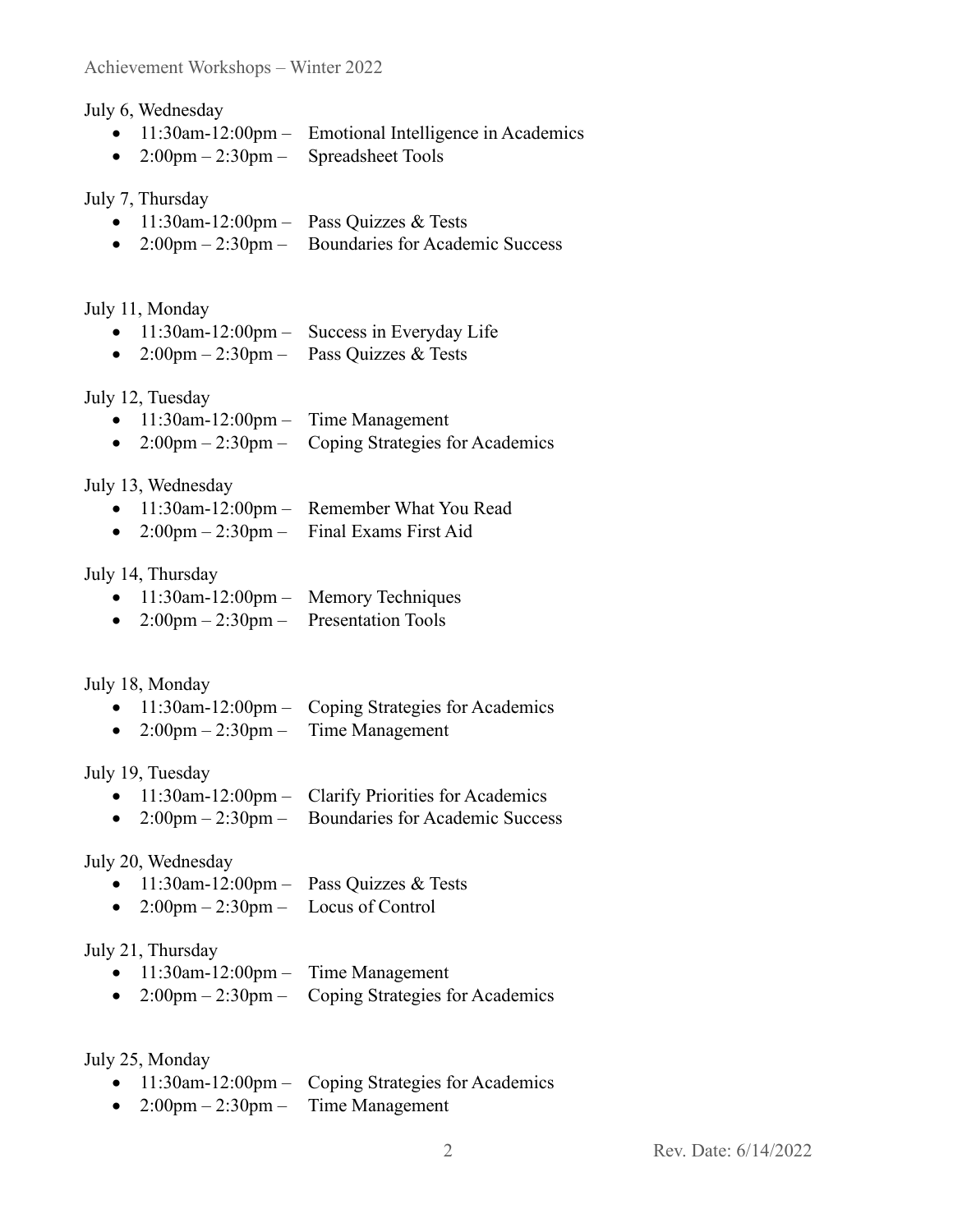July 6, Wednesday

- 11:30am-12:00pm – Emotional Intelligence in Academics
- 2:00pm – 2:30pm – Spreadsheet Tools

July 7, Thursday

- 11:30am-12:00pm – Pass Quizzes & Tests
- 2:00pm – 2:30pm – Boundaries for Academic Success

July 11, Monday

- 11:30am-12:00pm – Success in Everyday Life
- 2:00pm – 2:30pm – Pass Quizzes & Tests

July 12, Tuesday

- 11:30am-12:00pm – Time Management
- 2:00pm – 2:30pm – Coping Strategies for Academics

July 13, Wednesday

- 11:30am-12:00pm – Remember What You Read
- 2:00pm – 2:30pm – Final Exams First Aid

July 14, Thursday

- 11:30am-12:00pm – Memory Techniques
- 2:00pm – 2:30pm – Presentation Tools

July 18, Monday

- 11:30am-12:00pm – Coping Strategies for Academics
- 2:00pm – 2:30pm – Time Management

July 19, Tuesday

- 11:30am-12:00pm – Clarify Priorities for Academics
- 2:00pm – 2:30pm – Boundaries for Academic Success

July 20, Wednesday

- 11:30am-12:00pm – Pass Quizzes & Tests
- 2:00pm – 2:30pm – Locus of Control

July 21, Thursday

- 11:30am-12:00pm – Time Management
- 2:00pm – 2:30pm – Coping Strategies for Academics

July 25, Monday

- 11:30am-12:00pm – Coping Strategies for Academics
- 2:00pm – 2:30pm – Time Management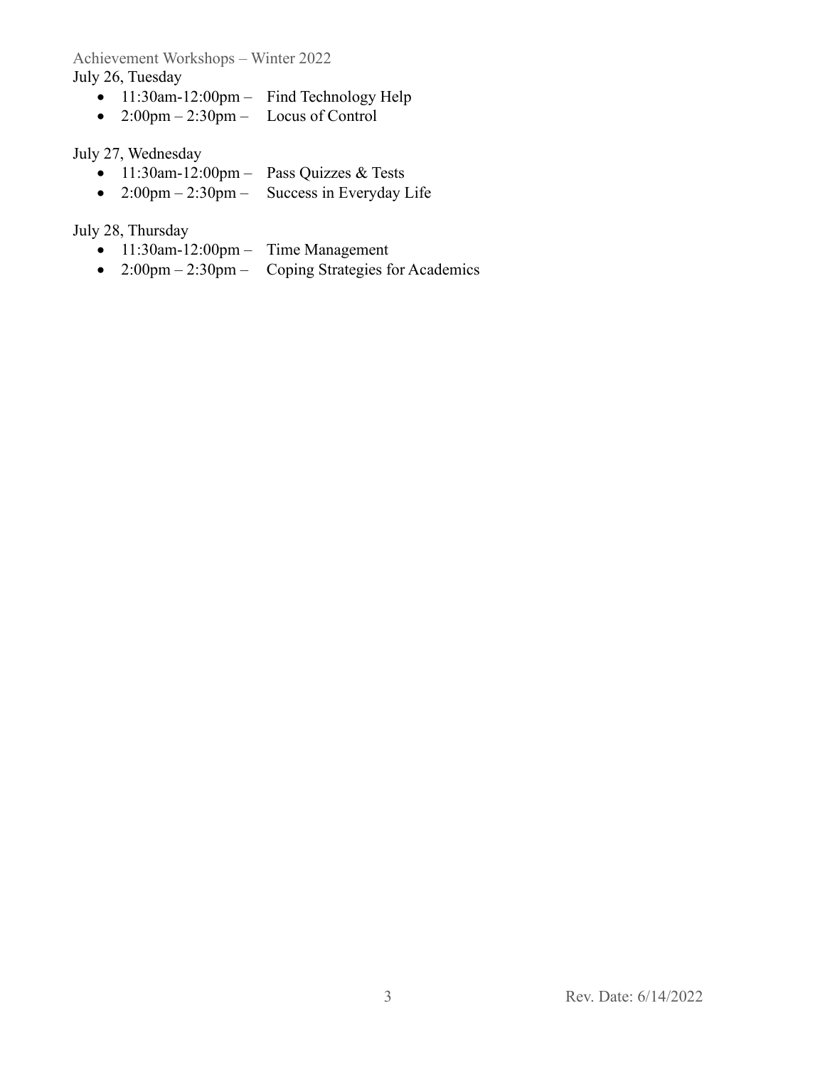July 26, Tuesday

- 11:30am-12:00pm – Find Technology Help
- 2:00pm – 2:30pm – Locus of Control

July 27, Wednesday

- 11:30am-12:00pm – Pass Quizzes & Tests
- 2:00pm – 2:30pm – Success in Everyday Life

July 28, Thursday

- 11:30am-12:00pm – Time Management
- 2:00pm – 2:30pm – Coping Strategies for Academics